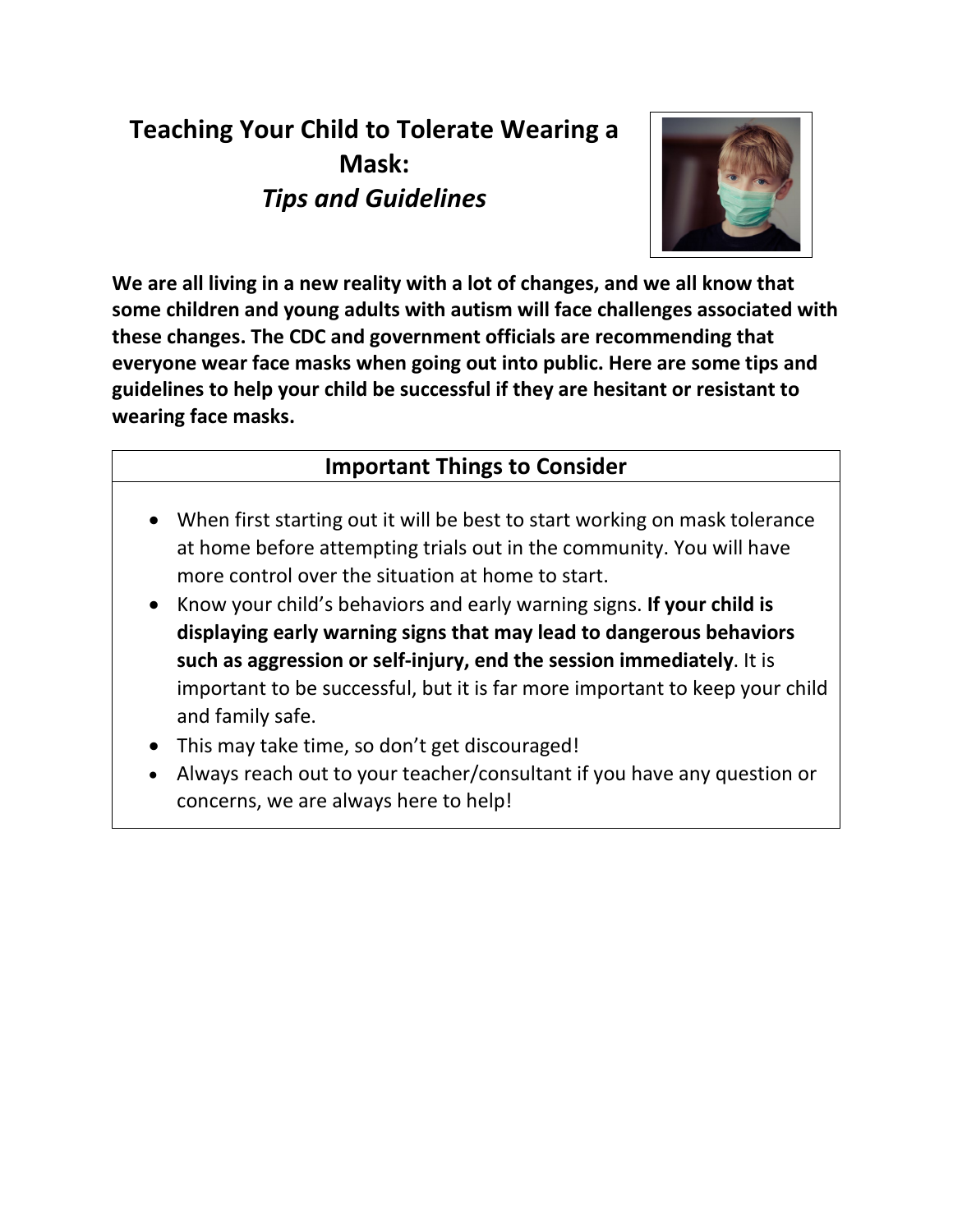# Teaching Your Child to Tolerate Wearing a Mask:
## *Tips and Guidelines*

**We are all living in a new reality with a lot of changes, and we all know that some children and young adults with autism will face challenges associated with these changes. The CDC and government officials are recommending that everyone wear face masks when going out into public. Here are some tips and guidelines to help your child be successful if they are hesitant or resistant to wearing face masks.**

### Important Things to Consider

- When first starting out it will be best to start working on mask tolerance at home before attempting trials out in the community. You will have more control over the situation at home to start.
- Know your child's behaviors and early warning signs. **If your child is displaying early warning signs that may lead to dangerous behaviors such as aggression or self-injury, end the session immediately**. It is important to be successful, but it is far more important to keep your child and family safe.
- This may take time, so don't get discouraged!
- Always reach out to your teacher/consultant if you have any question or concerns, we are always here to help!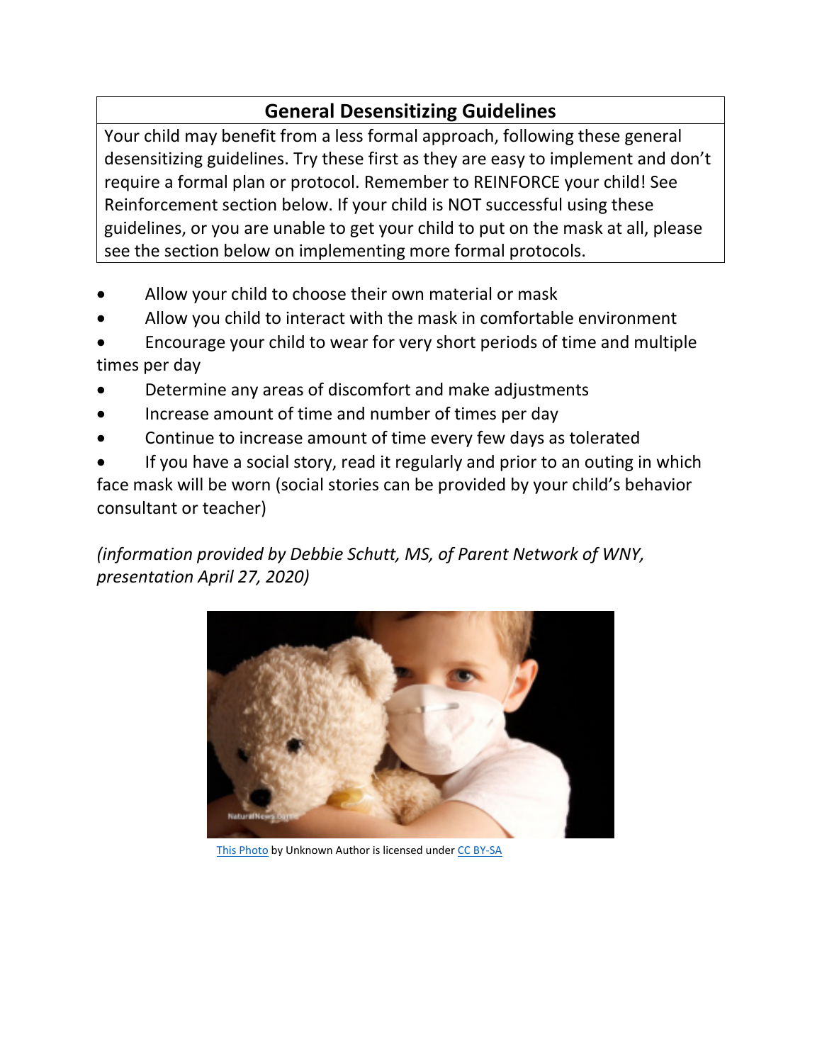## General Desensitizing Guidelines

Your child may benefit from a less formal approach, following these general desensitizing guidelines. Try these first as they are easy to implement and don't require a formal plan or protocol. Remember to REINFORCE your child! See Reinforcement section below. If your child is NOT successful using these guidelines, or you are unable to get your child to put on the mask at all, please see the section below on implementing more formal protocols.

- Allow your child to choose their own material or mask
- Allow you child to interact with the mask in comfortable environment
- Encourage your child to wear for very short periods of time and multiple times per day
- Determine any areas of discomfort and make adjustments
- Increase amount of time and number of times per day
- Continue to increase amount of time every few days as tolerated
- If you have a social story, read it regularly and prior to an outing in which face mask will be worn (social stories can be provided by your child's behavior consultant or teacher)

*(information provided by Debbie Schutt, MS, of Parent Network of WNY, presentation April 27, 2020)*

This Photo by Unknown Author is licensed under CC BY-SA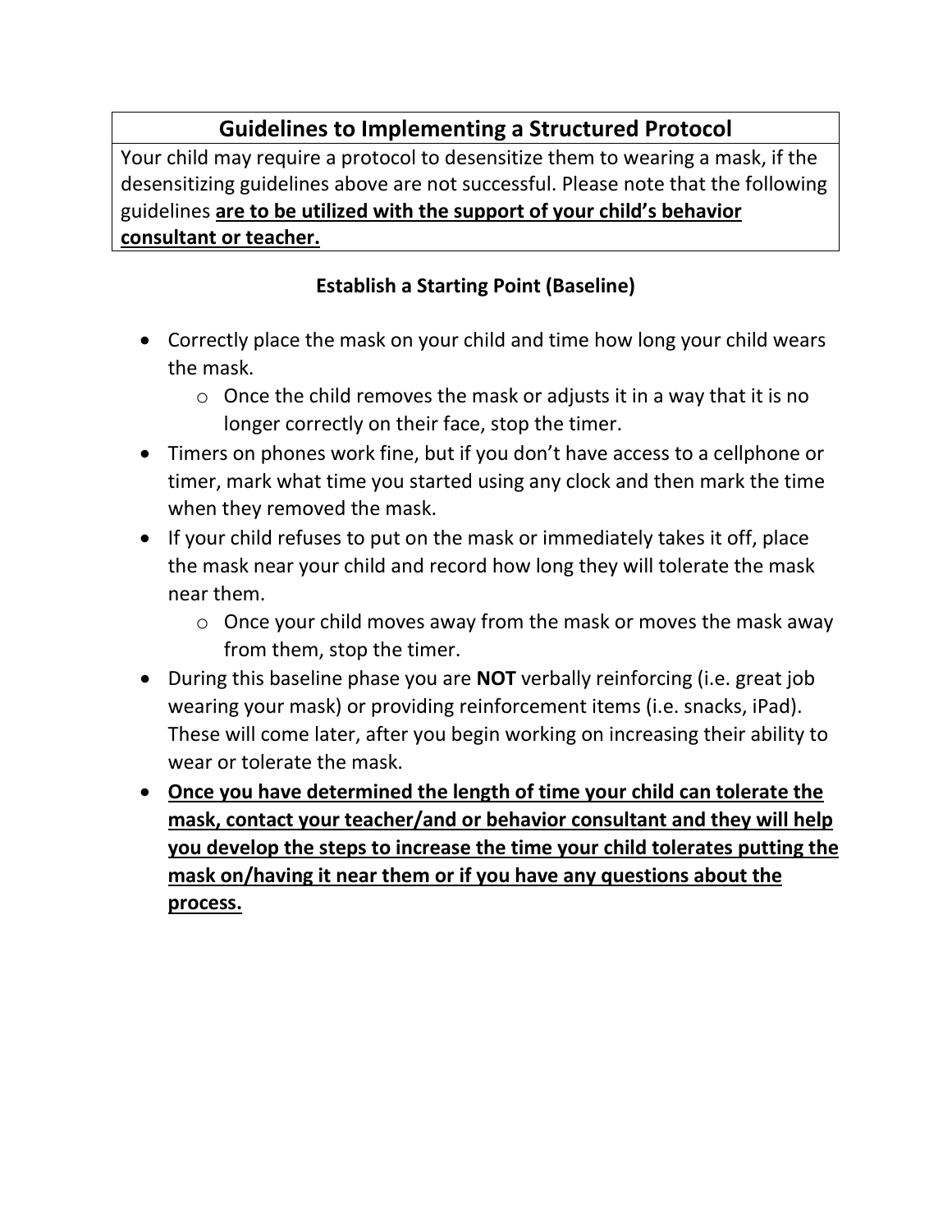## Guidelines to Implementing a Structured Protocol

Your child may require a protocol to desensitize them to wearing a mask, if the desensitizing guidelines above are not successful. Please note that the following guidelines **<u>are to be utilized with the support of your child's behavior consultant or teacher.</u>**

### Establish a Starting Point (Baseline)

- Correctly place the mask on your child and time how long your child wears the mask.
  - Once the child removes the mask or adjusts it in a way that it is no longer correctly on their face, stop the timer.
- Timers on phones work fine, but if you don't have access to a cellphone or timer, mark what time you started using any clock and then mark the time when they removed the mask.
- If your child refuses to put on the mask or immediately takes it off, place the mask near your child and record how long they will tolerate the mask near them.
  - Once your child moves away from the mask or moves the mask away from them, stop the timer.
- During this baseline phase you are **NOT** verbally reinforcing (i.e. great job wearing your mask) or providing reinforcement items (i.e. snacks, iPad). These will come later, after you begin working on increasing their ability to wear or tolerate the mask.
- **<u>Once you have determined the length of time your child can tolerate the mask, contact your teacher/and or behavior consultant and they will help you develop the steps to increase the time your child tolerates putting the mask on/having it near them or if you have any questions about the process.</u>**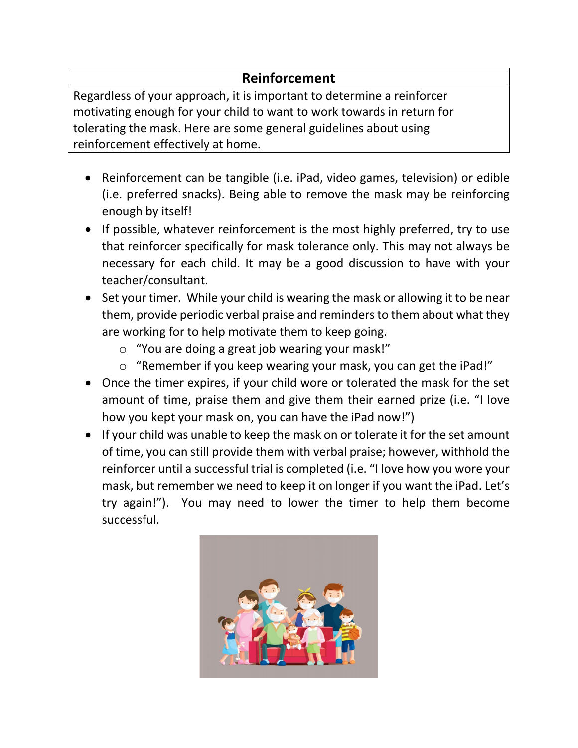## Reinforcement

Regardless of your approach, it is important to determine a reinforcer motivating enough for your child to want to work towards in return for tolerating the mask. Here are some general guidelines about using reinforcement effectively at home.

- Reinforcement can be tangible (i.e. iPad, video games, television) or edible (i.e. preferred snacks). Being able to remove the mask may be reinforcing enough by itself!
- If possible, whatever reinforcement is the most highly preferred, try to use that reinforcer specifically for mask tolerance only. This may not always be necessary for each child. It may be a good discussion to have with your teacher/consultant.
- Set your timer. While your child is wearing the mask or allowing it to be near them, provide periodic verbal praise and reminders to them about what they are working for to help motivate them to keep going.
  - "You are doing a great job wearing your mask!"
  - "Remember if you keep wearing your mask, you can get the iPad!"
- Once the timer expires, if your child wore or tolerated the mask for the set amount of time, praise them and give them their earned prize (i.e. "I love how you kept your mask on, you can have the iPad now!")
- If your child was unable to keep the mask on or tolerate it for the set amount of time, you can still provide them with verbal praise; however, withhold the reinforcer until a successful trial is completed (i.e. "I love how you wore your mask, but remember we need to keep it on longer if you want the iPad. Let's try again!"). You may need to lower the timer to help them become successful.